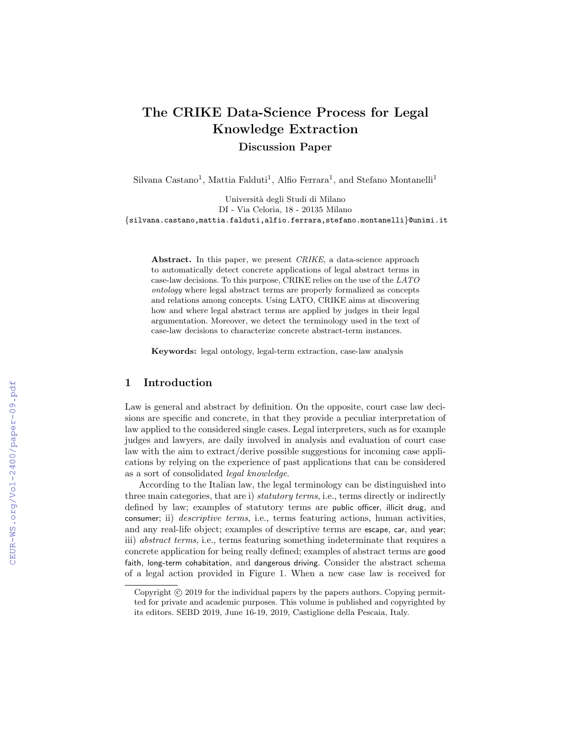# The CRIKE Data-Science Process for Legal Knowledge Extraction

## Discussion Paper

Silvana Castano[1], Mattia Falduti[1], Alfio Ferrara[1], and Stefano Montanelli[1]

[1] Università degli Studi di Milano
DI - Via Celoria, 18 - 20135 Milano
{silvana.castano,mattia.falduti,alfio.ferrara,stefano.montanelli}@unimi.it

**Abstract.** In this paper, we present *CRIKE*, a data-science approach to automatically detect concrete applications of legal abstract terms in case-law decisions. To this purpose, CRIKE relies on the use of the *LATO ontology* where legal abstract terms are properly formalized as concepts and relations among concepts. Using LATO, CRIKE aims at discovering how and where legal abstract terms are applied by judges in their legal argumentation. Moreover, we detect the terminology used in the text of case-law decisions to characterize concrete abstract-term instances.

**Keywords:** legal ontology, legal-term extraction, case-law analysis

## 1 Introduction

Law is general and abstract by definition. On the opposite, court case law decisions are specific and concrete, in that they provide a peculiar interpretation of law applied to the considered single cases. Legal interpreters, such as for example judges and lawyers, are daily involved in analysis and evaluation of court case law with the aim to extract/derive possible suggestions for incoming case applications by relying on the experience of past applications that can be considered as a sort of consolidated *legal knowledge*.

According to the Italian law, the legal terminology can be distinguished into three main categories, that are i) *statutory terms*, i.e., terms directly or indirectly defined by law; examples of statutory terms are public officer, illicit drug, and consumer; ii) *descriptive terms*, i.e., terms featuring actions, human activities, and any real-life object; examples of descriptive terms are escape, car, and year; iii) *abstract terms*, i.e., terms featuring something indeterminate that requires a concrete application for being really defined; examples of abstract terms are good faith, long-term cohabitation, and dangerous driving. Consider the abstract schema of a legal action provided in Figure 1. When a new case law is received for

Copyright © 2019 for the individual papers by the papers authors. Copying permitted for private and academic purposes. This volume is published and copyrighted by its editors. SEBD 2019, June 16-19, 2019, Castiglione della Pescaia, Italy.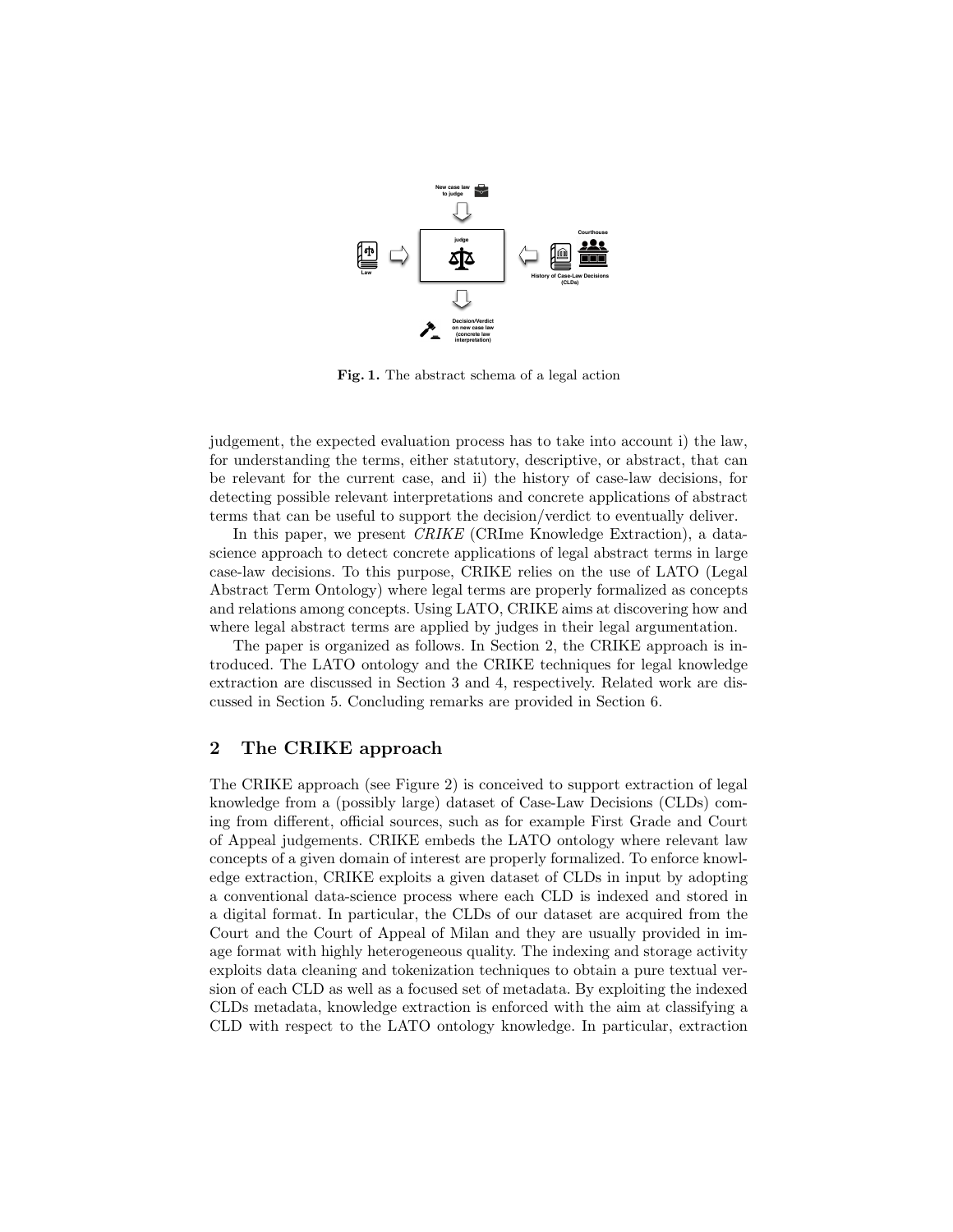**Fig. 1.** The abstract schema of a legal action

judgement, the expected evaluation process has to take into account i) the law, for understanding the terms, either statutory, descriptive, or abstract, that can be relevant for the current case, and ii) the history of case-law decisions, for detecting possible relevant interpretations and concrete applications of abstract terms that can be useful to support the decision/verdict to eventually deliver.

In this paper, we present *CRIKE* (CRIme Knowledge Extraction), a data-science approach to detect concrete applications of legal abstract terms in large case-law decisions. To this purpose, CRIKE relies on the use of LATO (Legal Abstract Term Ontology) where legal terms are properly formalized as concepts and relations among concepts. Using LATO, CRIKE aims at discovering how and where legal abstract terms are applied by judges in their legal argumentation.

The paper is organized as follows. In Section 2, the CRIKE approach is introduced. The LATO ontology and the CRIKE techniques for legal knowledge extraction are discussed in Section 3 and 4, respectively. Related work are discussed in Section 5. Concluding remarks are provided in Section 6.

## 2 The CRIKE approach

The CRIKE approach (see Figure 2) is conceived to support extraction of legal knowledge from a (possibly large) dataset of Case-Law Decisions (CLDs) coming from different, official sources, such as for example First Grade and Court of Appeal judgements. CRIKE embeds the LATO ontology where relevant law concepts of a given domain of interest are properly formalized. To enforce knowledge extraction, CRIKE exploits a given dataset of CLDs in input by adopting a conventional data-science process where each CLD is indexed and stored in a digital format. In particular, the CLDs of our dataset are acquired from the Court and the Court of Appeal of Milan and they are usually provided in image format with highly heterogeneous quality. The indexing and storage activity exploits data cleaning and tokenization techniques to obtain a pure textual version of each CLD as well as a focused set of metadata. By exploiting the indexed CLDs metadata, knowledge extraction is enforced with the aim at classifying a CLD with respect to the LATO ontology knowledge. In particular, extraction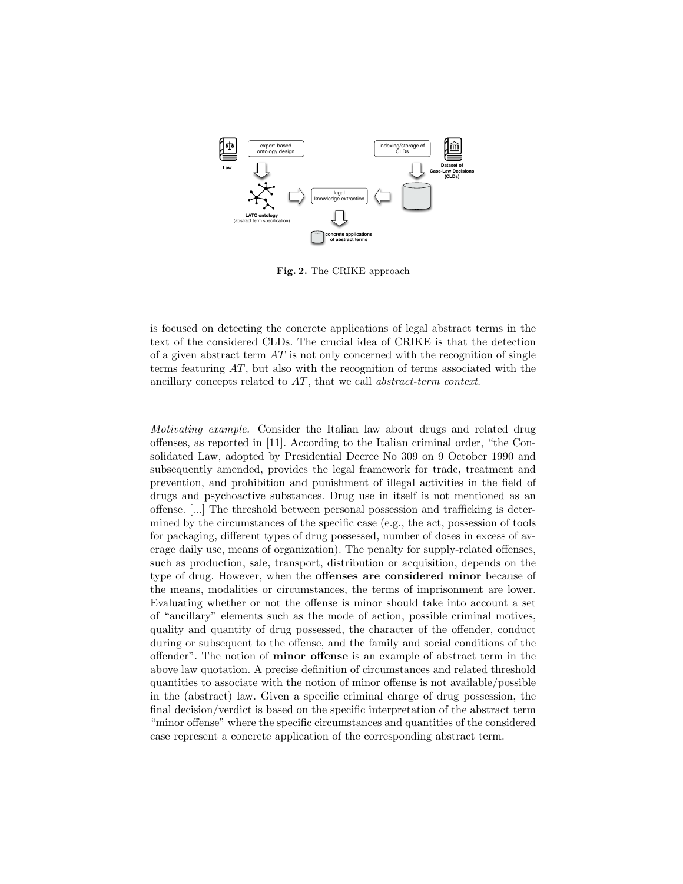Fig. 2. The CRIKE approach

is focused on detecting the concrete applications of legal abstract terms in the text of the considered CLDs. The crucial idea of CRIKE is that the detection of a given abstract term $AT$ is not only concerned with the recognition of single terms featuring $AT$, but also with the recognition of terms associated with the ancillary concepts related to $AT$, that we call *abstract-term context*.

*Motivating example.* Consider the Italian law about drugs and related drug offenses, as reported in [11]. According to the Italian criminal order, "the Consolidated Law, adopted by Presidential Decree No 309 on 9 October 1990 and subsequently amended, provides the legal framework for trade, treatment and prevention, and prohibition and punishment of illegal activities in the field of drugs and psychoactive substances. Drug use in itself is not mentioned as an offense. [...] The threshold between personal possession and trafficking is determined by the circumstances of the specific case (e.g., the act, possession of tools for packaging, different types of drug possessed, number of doses in excess of average daily use, means of organization). The penalty for supply-related offenses, such as production, sale, transport, distribution or acquisition, depends on the type of drug. However, when the **offenses are considered minor** because of the means, modalities or circumstances, the terms of imprisonment are lower. Evaluating whether or not the offense is minor should take into account a set of "ancillary" elements such as the mode of action, possible criminal motives, quality and quantity of drug possessed, the character of the offender, conduct during or subsequent to the offense, and the family and social conditions of the offender". The notion of **minor offense** is an example of abstract term in the above law quotation. A precise definition of circumstances and related threshold quantities to associate with the notion of minor offense is not available/possible in the (abstract) law. Given a specific criminal charge of drug possession, the final decision/verdict is based on the specific interpretation of the abstract term "minor offense" where the specific circumstances and quantities of the considered case represent a concrete application of the corresponding abstract term.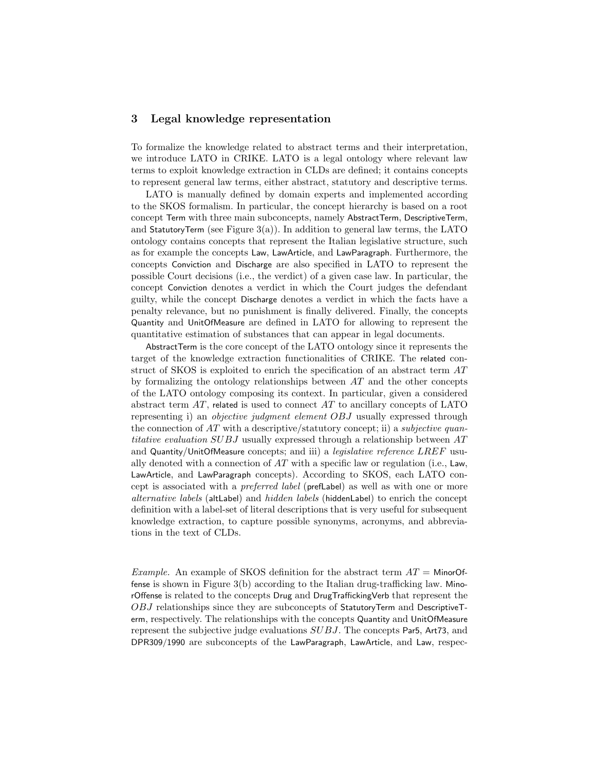## 3 Legal knowledge representation

To formalize the knowledge related to abstract terms and their interpretation, we introduce LATO in CRIKE. LATO is a legal ontology where relevant law terms to exploit knowledge extraction in CLDs are defined; it contains concepts to represent general law terms, either abstract, statutory and descriptive terms.

LATO is manually defined by domain experts and implemented according to the SKOS formalism. In particular, the concept hierarchy is based on a root concept Term with three main subconcepts, namely AbstractTerm, DescriptiveTerm, and StatutoryTerm (see Figure 3(a)). In addition to general law terms, the LATO ontology contains concepts that represent the Italian legislative structure, such as for example the concepts Law, LawArticle, and LawParagraph. Furthermore, the concepts Conviction and Discharge are also specified in LATO to represent the possible Court decisions (i.e., the verdict) of a given case law. In particular, the concept Conviction denotes a verdict in which the Court judges the defendant guilty, while the concept Discharge denotes a verdict in which the facts have a penalty relevance, but no punishment is finally delivered. Finally, the concepts Quantity and UnitOfMeasure are defined in LATO for allowing to represent the quantitative estimation of substances that can appear in legal documents.

AbstractTerm is the core concept of the LATO ontology since it represents the target of the knowledge extraction functionalities of CRIKE. The related construct of SKOS is exploited to enrich the specification of an abstract term $AT$ by formalizing the ontology relationships between $AT$ and the other concepts of the LATO ontology composing its context. In particular, given a considered abstract term $AT$, related is used to connect $AT$ to ancillary concepts of LATO representing i) an *objective judgment element* $OBJ$ usually expressed through the connection of $AT$ with a descriptive/statutory concept; ii) a *subjective quantitative evaluation* $SUBJ$ usually expressed through a relationship between $AT$ and Quantity/UnitOfMeasure concepts; and iii) a *legislative reference* $LREF$ usually denoted with a connection of $AT$ with a specific law or regulation (i.e., Law, LawArticle, and LawParagraph concepts). According to SKOS, each LATO concept is associated with a *preferred label* (prefLabel) as well as with one or more *alternative labels* (altLabel) and *hidden labels* (hiddenLabel) to enrich the concept definition with a label-set of literal descriptions that is very useful for subsequent knowledge extraction, to capture possible synonyms, acronyms, and abbreviations in the text of CLDs.

*Example.* An example of SKOS definition for the abstract term $AT$ = MinorOffense is shown in Figure 3(b) according to the Italian drug-trafficking law. MinorOffense is related to the concepts Drug and DrugTraffickingVerb that represent the $OBJ$ relationships since they are subconcepts of StatutoryTerm and DescriptiveTerm, respectively. The relationships with the concepts Quantity and UnitOfMeasure represent the subjective judge evaluations $SUBJ$. The concepts Par5, Art73, and DPR309/1990 are subconcepts of the LawParagraph, LawArticle, and Law, respec-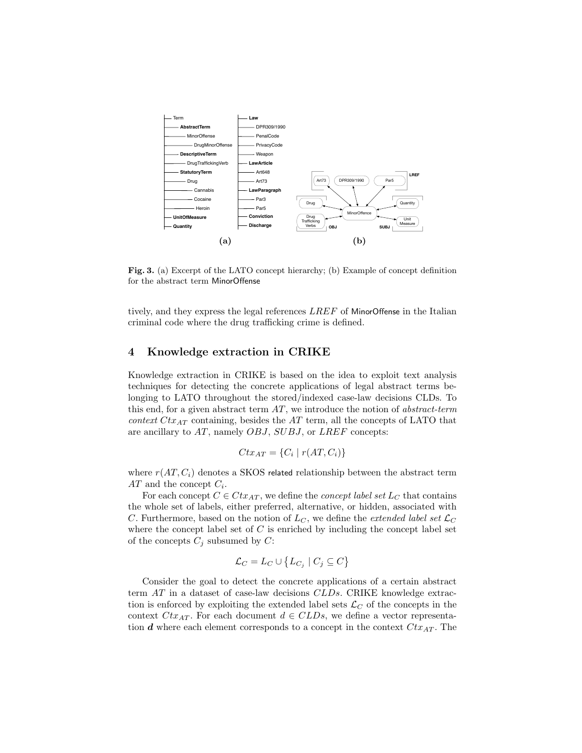Fig. 3. (a) Excerpt of the LATO concept hierarchy; (b) Example of concept definition for the abstract term MinorOffense

tively, and they express the legal references $LREF$ of MinorOffense in the Italian criminal code where the drug trafficking crime is defined.

## 4 Knowledge extraction in CRIKE

Knowledge extraction in CRIKE is based on the idea to exploit text analysis techniques for detecting the concrete applications of legal abstract terms belonging to LATO throughout the stored/indexed case-law decisions CLDs. To this end, for a given abstract term $AT$, we introduce the notion of *abstract-term context* $Ctx_{AT}$ containing, besides the $AT$ term, all the concepts of LATO that are ancillary to $AT$, namely $OBJ$, $SUBJ$, or $LREF$ concepts:

$$Ctx_{AT} = \{C_i \mid r(AT, C_i)\}$$

where $r(AT, C_i)$ denotes a SKOS related relationship between the abstract term $AT$ and the concept $C_i$.

For each concept $C \in Ctx_{AT}$, we define the *concept label set* $L_C$ that contains the whole set of labels, either preferred, alternative, or hidden, associated with $C$. Furthermore, based on the notion of $L_C$, we define the *extended label set* $\mathcal{L}_C$ where the concept label set of $C$ is enriched by including the concept label set of the concepts $C_j$ subsumed by $C$:

$$\mathcal{L}_C = L_C \cup \{L_{C_j} \mid C_j \subseteq C\}$$

Consider the goal to detect the concrete applications of a certain abstract term $AT$ in a dataset of case-law decisions $CLDs$. CRIKE knowledge extraction is enforced by exploiting the extended label sets $\mathcal{L}_C$ of the concepts in the context $Ctx_{AT}$. For each document $d \in CLDs$, we define a vector representation $\boldsymbol{d}$ where each element corresponds to a concept in the context $Ctx_{AT}$. The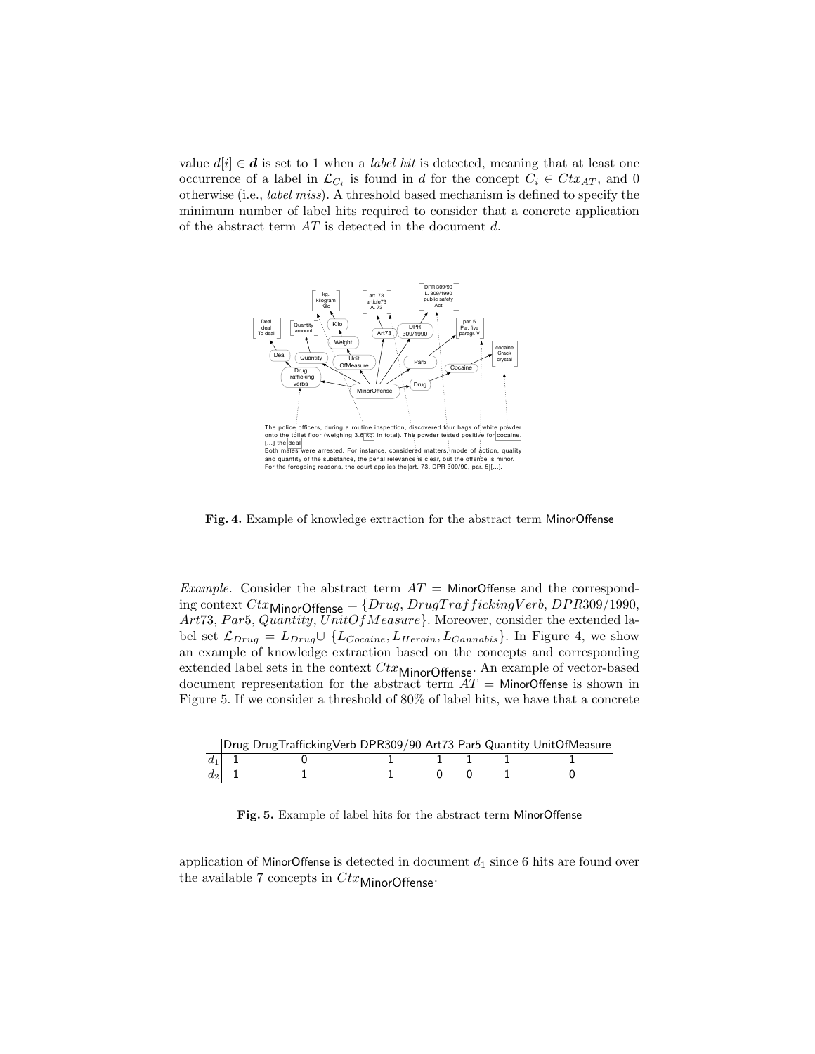value $d[i] \in \boldsymbol{d}$ is set to 1 when a *label hit* is detected, meaning that at least one occurrence of a label in $\mathcal{L}_{C_i}$ is found in $d$ for the concept $C_i \in Ctx_{AT}$, and 0 otherwise (i.e., *label miss*). A threshold based mechanism is defined to specify the minimum number of label hits required to consider that a concrete application of the abstract term $AT$ is detected in the document $d$.

**Fig. 4.** Example of knowledge extraction for the abstract term MinorOffense

*Example.* Consider the abstract term $AT =$ MinorOffense and the corresponding context $Ctx_{\text{MinorOffense}} = \{Drug, DrugTraffickingVerb, DPR309/1990, Art73, Par5, Quantity, UnitOfMeasure\}$. Moreover, consider the extended label set $\mathcal{L}_{Drug} = L_{Drug} \cup \{L_{Cocaine}, L_{Heroin}, L_{Cannabis}\}$. In Figure 4, we show an example of knowledge extraction based on the concepts and corresponding extended label sets in the context $Ctx_{\text{MinorOffense}}$. An example of vector-based document representation for the abstract term $AT =$ MinorOffense is shown in Figure 5. If we consider a threshold of 80% of label hits, we have that a concrete application of MinorOffense is detected in document $d_1$ since 6 hits are found over the available 7 concepts in $Ctx_{\text{MinorOffense}}$.

| | Drug | DrugTraffickingVerb | DPR309/90 | Art73 | Par5 | Quantity | UnitOfMeasure |
|---|---|---|---|---|---|---|---|
| $d_1$ | 1 | 0 | 1 | 1 | 1 | 1 | 1 |
| $d_2$ | 1 | 1 | 1 | 0 | 0 | 1 | 0 |

**Fig. 5.** Example of label hits for the abstract term MinorOffense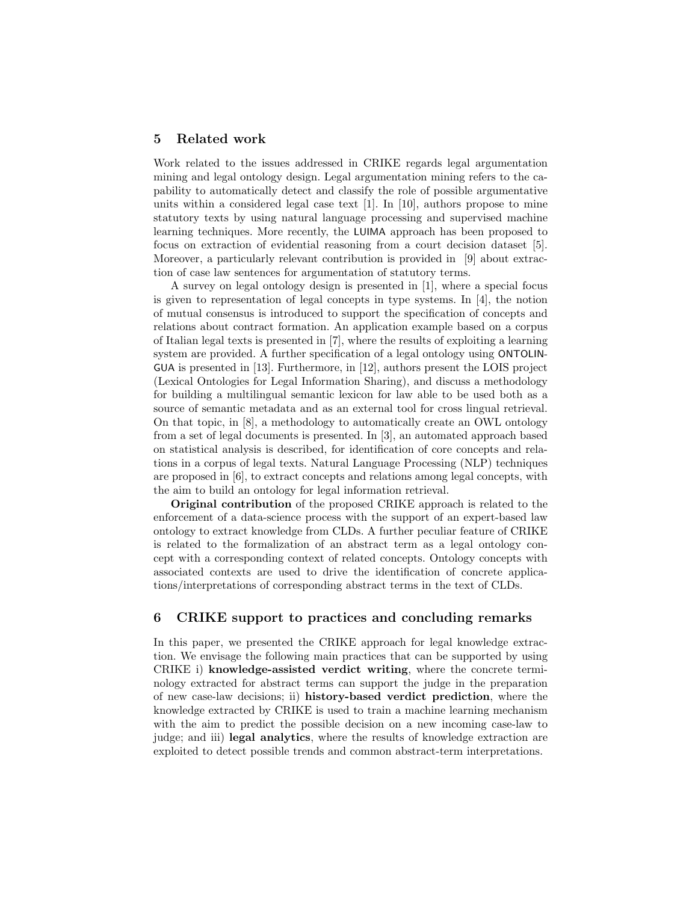## 5 Related work

Work related to the issues addressed in CRIKE regards legal argumentation mining and legal ontology design. Legal argumentation mining refers to the capability to automatically detect and classify the role of possible argumentative units within a considered legal case text [1]. In [10], authors propose to mine statutory texts by using natural language processing and supervised machine learning techniques. More recently, the LUIMA approach has been proposed to focus on extraction of evidential reasoning from a court decision dataset [5]. Moreover, a particularly relevant contribution is provided in [9] about extraction of case law sentences for argumentation of statutory terms.

A survey on legal ontology design is presented in [1], where a special focus is given to representation of legal concepts in type systems. In [4], the notion of mutual consensus is introduced to support the specification of concepts and relations about contract formation. An application example based on a corpus of Italian legal texts is presented in [7], where the results of exploiting a learning system are provided. A further specification of a legal ontology using ONTOLINGUA is presented in [13]. Furthermore, in [12], authors present the LOIS project (Lexical Ontologies for Legal Information Sharing), and discuss a methodology for building a multilingual semantic lexicon for law able to be used both as a source of semantic metadata and as an external tool for cross lingual retrieval. On that topic, in [8], a methodology to automatically create an OWL ontology from a set of legal documents is presented. In [3], an automated approach based on statistical analysis is described, for identification of core concepts and relations in a corpus of legal texts. Natural Language Processing (NLP) techniques are proposed in [6], to extract concepts and relations among legal concepts, with the aim to build an ontology for legal information retrieval.

**Original contribution** of the proposed CRIKE approach is related to the enforcement of a data-science process with the support of an expert-based law ontology to extract knowledge from CLDs. A further peculiar feature of CRIKE is related to the formalization of an abstract term as a legal ontology concept with a corresponding context of related concepts. Ontology concepts with associated contexts are used to drive the identification of concrete applications/interpretations of corresponding abstract terms in the text of CLDs.

## 6 CRIKE support to practices and concluding remarks

In this paper, we presented the CRIKE approach for legal knowledge extraction. We envisage the following main practices that can be supported by using CRIKE i) **knowledge-assisted verdict writing**, where the concrete terminology extracted for abstract terms can support the judge in the preparation of new case-law decisions; ii) **history-based verdict prediction**, where the knowledge extracted by CRIKE is used to train a machine learning mechanism with the aim to predict the possible decision on a new incoming case-law to judge; and iii) **legal analytics**, where the results of knowledge extraction are exploited to detect possible trends and common abstract-term interpretations.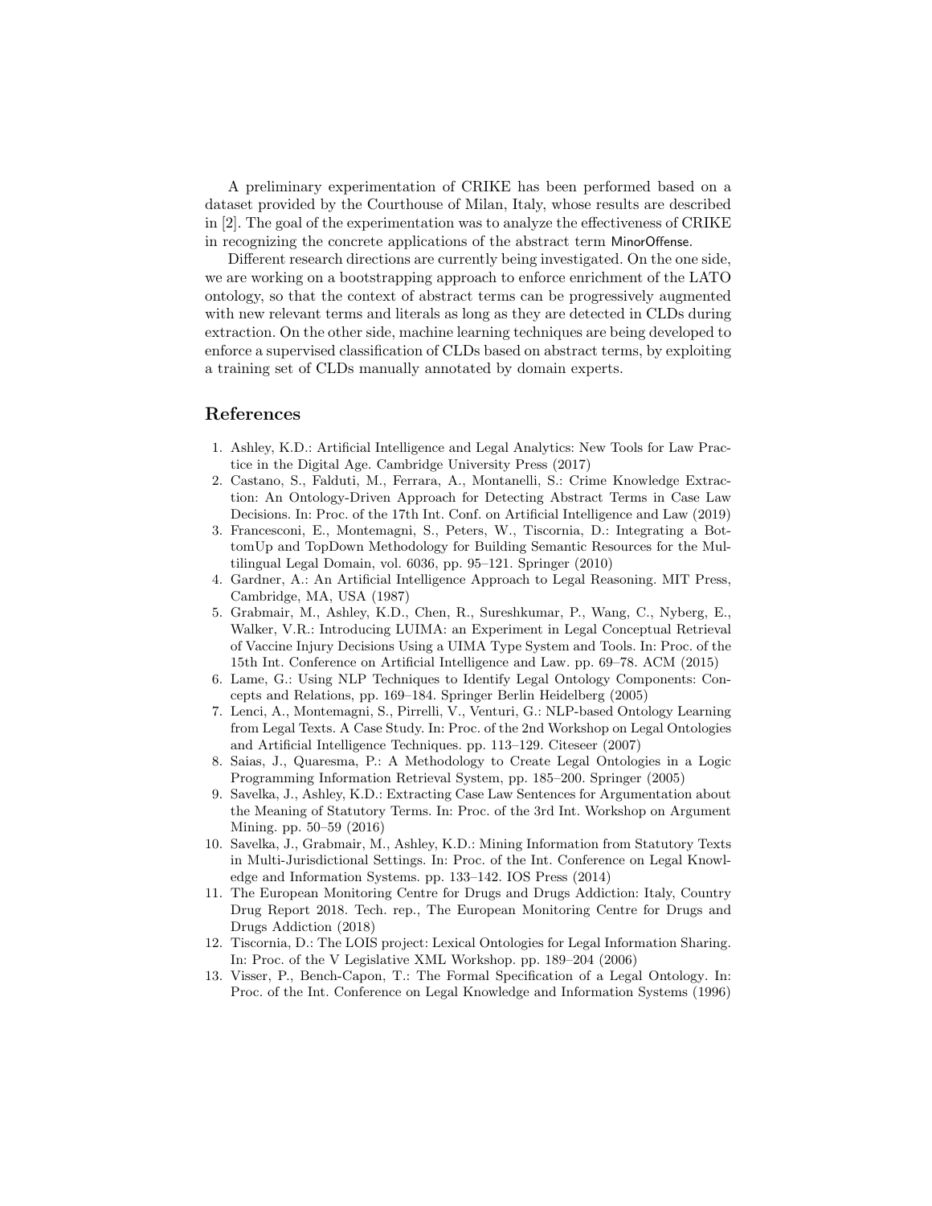A preliminary experimentation of CRIKE has been performed based on a dataset provided by the Courthouse of Milan, Italy, whose results are described in [2]. The goal of the experimentation was to analyze the effectiveness of CRIKE in recognizing the concrete applications of the abstract term MinorOffense.

Different research directions are currently being investigated. On the one side, we are working on a bootstrapping approach to enforce enrichment of the LATO ontology, so that the context of abstract terms can be progressively augmented with new relevant terms and literals as long as they are detected in CLDs during extraction. On the other side, machine learning techniques are being developed to enforce a supervised classification of CLDs based on abstract terms, by exploiting a training set of CLDs manually annotated by domain experts.

## References

1. Ashley, K.D.: Artificial Intelligence and Legal Analytics: New Tools for Law Practice in the Digital Age. Cambridge University Press (2017)
2. Castano, S., Falduti, M., Ferrara, A., Montanelli, S.: Crime Knowledge Extraction: An Ontology-Driven Approach for Detecting Abstract Terms in Case Law Decisions. In: Proc. of the 17th Int. Conf. on Artificial Intelligence and Law (2019)
3. Francesconi, E., Montemagni, S., Peters, W., Tiscornia, D.: Integrating a BottomUp and TopDown Methodology for Building Semantic Resources for the Multilingual Legal Domain, vol. 6036, pp. 95–121. Springer (2010)
4. Gardner, A.: An Artificial Intelligence Approach to Legal Reasoning. MIT Press, Cambridge, MA, USA (1987)
5. Grabmair, M., Ashley, K.D., Chen, R., Sureshkumar, P., Wang, C., Nyberg, E., Walker, V.R.: Introducing LUIMA: an Experiment in Legal Conceptual Retrieval of Vaccine Injury Decisions Using a UIMA Type System and Tools. In: Proc. of the 15th Int. Conference on Artificial Intelligence and Law. pp. 69–78. ACM (2015)
6. Lame, G.: Using NLP Techniques to Identify Legal Ontology Components: Concepts and Relations, pp. 169–184. Springer Berlin Heidelberg (2005)
7. Lenci, A., Montemagni, S., Pirrelli, V., Venturi, G.: NLP-based Ontology Learning from Legal Texts. A Case Study. In: Proc. of the 2nd Workshop on Legal Ontologies and Artificial Intelligence Techniques. pp. 113–129. Citeseer (2007)
8. Saias, J., Quaresma, P.: A Methodology to Create Legal Ontologies in a Logic Programming Information Retrieval System, pp. 185–200. Springer (2005)
9. Savelka, J., Ashley, K.D.: Extracting Case Law Sentences for Argumentation about the Meaning of Statutory Terms. In: Proc. of the 3rd Int. Workshop on Argument Mining. pp. 50–59 (2016)
10. Savelka, J., Grabmair, M., Ashley, K.D.: Mining Information from Statutory Texts in Multi-Jurisdictional Settings. In: Proc. of the Int. Conference on Legal Knowledge and Information Systems. pp. 133–142. IOS Press (2014)
11. The European Monitoring Centre for Drugs and Drugs Addiction: Italy, Country Drug Report 2018. Tech. rep., The European Monitoring Centre for Drugs and Drugs Addiction (2018)
12. Tiscornia, D.: The LOIS project: Lexical Ontologies for Legal Information Sharing. In: Proc. of the V Legislative XML Workshop. pp. 189–204 (2006)
13. Visser, P., Bench-Capon, T.: The Formal Specification of a Legal Ontology. In: Proc. of the Int. Conference on Legal Knowledge and Information Systems (1996)